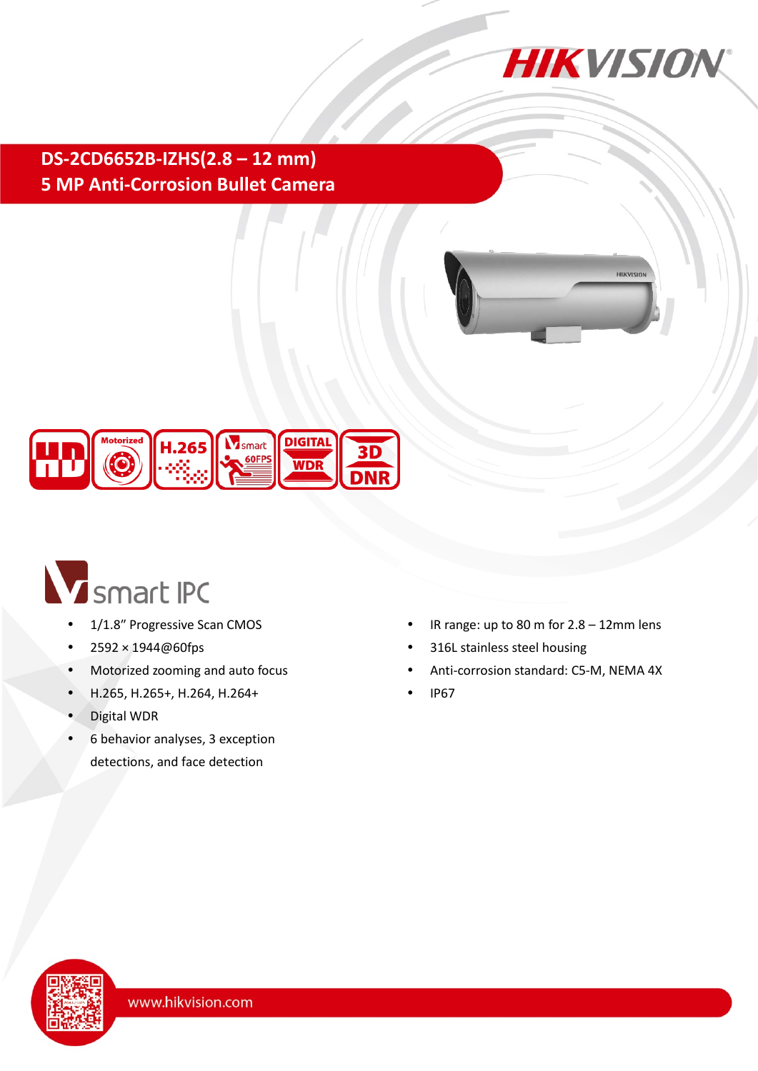# DS-2CD6652B-IZHS(2.8 – 12 mm)
## 5 MP Anti-Corrosion Bullet Camera

smart IPC

- 1/1.8" Progressive Scan CMOS
- 2592 × 1944@60fps
- Motorized zooming and auto focus
- H.265, H.265+, H.264, H.264+
- Digital WDR
- 6 behavior analyses, 3 exception detections, and face detection
- IR range: up to 80 m for 2.8 – 12mm lens
- 316L stainless steel housing
- Anti-corrosion standard: C5-M, NEMA 4X
- IP67

www.hikvision.com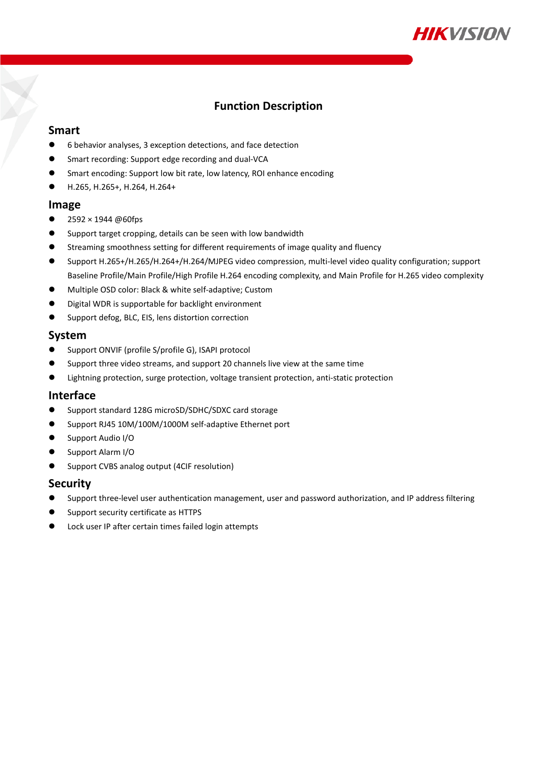# Function Description

## Smart

- 6 behavior analyses, 3 exception detections, and face detection
- Smart recording: Support edge recording and dual-VCA
- Smart encoding: Support low bit rate, low latency, ROI enhance encoding
- H.265, H.265+, H.264, H.264+

## Image

- 2592 × 1944 @60fps
- Support target cropping, details can be seen with low bandwidth
- Streaming smoothness setting for different requirements of image quality and fluency
- Support H.265+/H.265/H.264+/H.264/MJPEG video compression, multi-level video quality configuration; support Baseline Profile/Main Profile/High Profile H.264 encoding complexity, and Main Profile for H.265 video complexity
- Multiple OSD color: Black & white self-adaptive; Custom
- Digital WDR is supportable for backlight environment
- Support defog, BLC, EIS, lens distortion correction

## System

- Support ONVIF (profile S/profile G), ISAPI protocol
- Support three video streams, and support 20 channels live view at the same time
- Lightning protection, surge protection, voltage transient protection, anti-static protection

## Interface

- Support standard 128G microSD/SDHC/SDXC card storage
- Support RJ45 10M/100M/1000M self-adaptive Ethernet port
- Support Audio I/O
- Support Alarm I/O
- Support CVBS analog output (4CIF resolution)

## Security

- Support three-level user authentication management, user and password authorization, and IP address filtering
- Support security certificate as HTTPS
- Lock user IP after certain times failed login attempts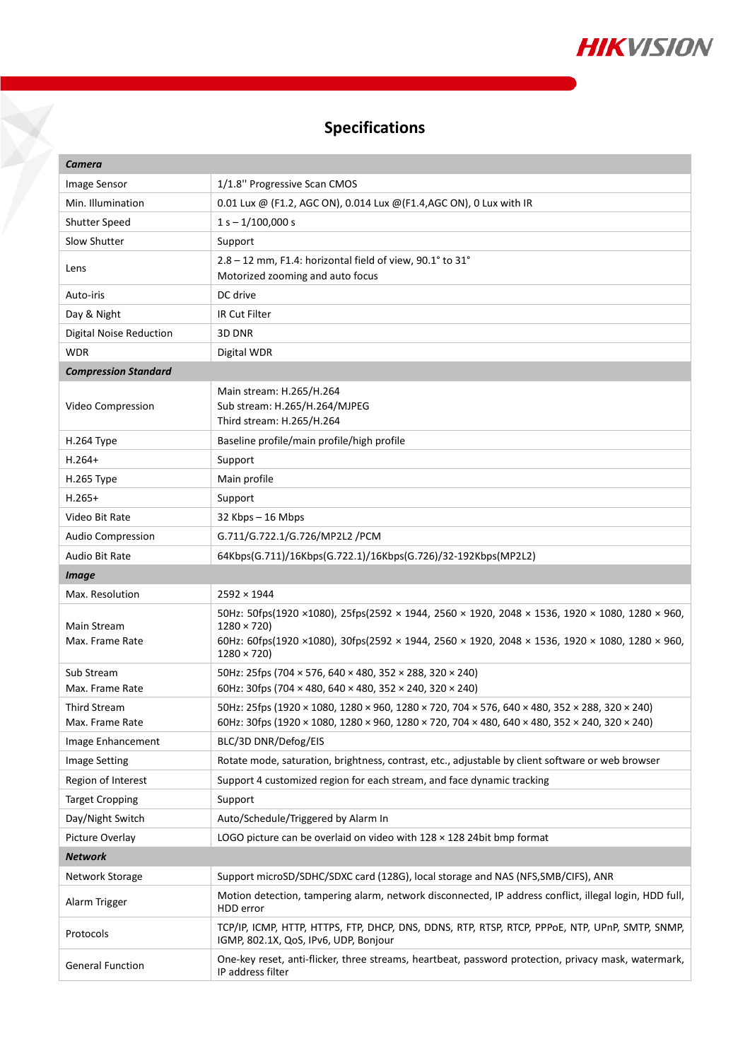# Specifications

| ***Camera*** | |
|---|---|
| Image Sensor | 1/1.8'' Progressive Scan CMOS |
| Min. Illumination | 0.01 Lux @ (F1.2, AGC ON), 0.014 Lux @(F1.4,AGC ON), 0 Lux with IR |
| Shutter Speed | 1 s – 1/100,000 s |
| Slow Shutter | Support |
| Lens | 2.8 – 12 mm, F1.4: horizontal field of view, 90.1° to 31°<br>Motorized zooming and auto focus |
| Auto-iris | DC drive |
| Day & Night | IR Cut Filter |
| Digital Noise Reduction | 3D DNR |
| WDR | Digital WDR |
| ***Compression Standard*** | |
| Video Compression | Main stream: H.265/H.264<br>Sub stream: H.265/H.264/MJPEG<br>Third stream: H.265/H.264 |
| H.264 Type | Baseline profile/main profile/high profile |
| H.264+ | Support |
| H.265 Type | Main profile |
| H.265+ | Support |
| Video Bit Rate | 32 Kbps – 16 Mbps |
| Audio Compression | G.711/G.722.1/G.726/MP2L2 /PCM |
| Audio Bit Rate | 64Kbps(G.711)/16Kbps(G.722.1)/16Kbps(G.726)/32-192Kbps(MP2L2) |
| ***Image*** | |
| Max. Resolution | 2592 × 1944 |
| Main Stream<br>Max. Frame Rate | 50Hz: 50fps(1920 ×1080), 25fps(2592 × 1944, 2560 × 1920, 2048 × 1536, 1920 × 1080, 1280 × 960, 1280 × 720)<br>60Hz: 60fps(1920 ×1080), 30fps(2592 × 1944, 2560 × 1920, 2048 × 1536, 1920 × 1080, 1280 × 960, 1280 × 720) |
| Sub Stream<br>Max. Frame Rate | 50Hz: 25fps (704 × 576, 640 × 480, 352 × 288, 320 × 240)<br>60Hz: 30fps (704 × 480, 640 × 480, 352 × 240, 320 × 240) |
| Third Stream<br>Max. Frame Rate | 50Hz: 25fps (1920 × 1080, 1280 × 960, 1280 × 720, 704 × 576, 640 × 480, 352 × 288, 320 × 240)<br>60Hz: 30fps (1920 × 1080, 1280 × 960, 1280 × 720, 704 × 480, 640 × 480, 352 × 240, 320 × 240) |
| Image Enhancement | BLC/3D DNR/Defog/EIS |
| Image Setting | Rotate mode, saturation, brightness, contrast, etc., adjustable by client software or web browser |
| Region of Interest | Support 4 customized region for each stream, and face dynamic tracking |
| Target Cropping | Support |
| Day/Night Switch | Auto/Schedule/Triggered by Alarm In |
| Picture Overlay | LOGO picture can be overlaid on video with 128 × 128 24bit bmp format |
| ***Network*** | |
| Network Storage | Support microSD/SDHC/SDXC card (128G), local storage and NAS (NFS,SMB/CIFS), ANR |
| Alarm Trigger | Motion detection, tampering alarm, network disconnected, IP address conflict, illegal login, HDD full, HDD error |
| Protocols | TCP/IP, ICMP, HTTP, HTTPS, FTP, DHCP, DNS, DDNS, RTP, RTSP, RTCP, PPPoE, NTP, UPnP, SMTP, SNMP, IGMP, 802.1X, QoS, IPv6, UDP, Bonjour |
| General Function | One-key reset, anti-flicker, three streams, heartbeat, password protection, privacy mask, watermark, IP address filter |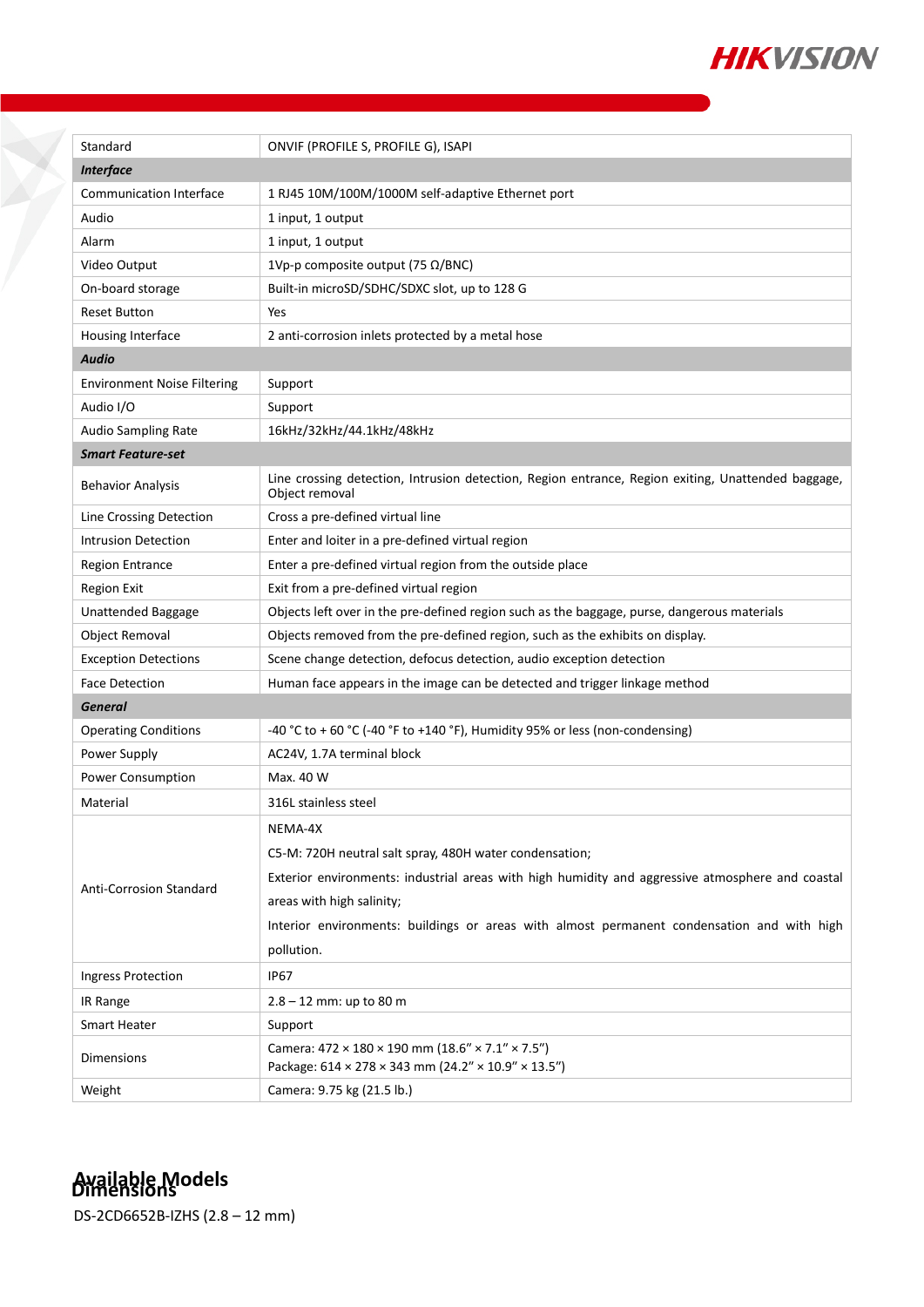| | |
|---|---|
| Standard | ONVIF (PROFILE S, PROFILE G), ISAPI |
| ***Interface*** | |
| Communication Interface | 1 RJ45 10M/100M/1000M self-adaptive Ethernet port |
| Audio | 1 input, 1 output |
| Alarm | 1 input, 1 output |
| Video Output | 1Vp-p composite output (75 Ω/BNC) |
| On-board storage | Built-in microSD/SDHC/SDXC slot, up to 128 G |
| Reset Button | Yes |
| Housing Interface | 2 anti-corrosion inlets protected by a metal hose |
| ***Audio*** | |
| Environment Noise Filtering | Support |
| Audio I/O | Support |
| Audio Sampling Rate | 16kHz/32kHz/44.1kHz/48kHz |
| ***Smart Feature-set*** | |
| Behavior Analysis | Line crossing detection, Intrusion detection, Region entrance, Region exiting, Unattended baggage, Object removal |
| Line Crossing Detection | Cross a pre-defined virtual line |
| Intrusion Detection | Enter and loiter in a pre-defined virtual region |
| Region Entrance | Enter a pre-defined virtual region from the outside place |
| Region Exit | Exit from a pre-defined virtual region |
| Unattended Baggage | Objects left over in the pre-defined region such as the baggage, purse, dangerous materials |
| Object Removal | Objects removed from the pre-defined region, such as the exhibits on display. |
| Exception Detections | Scene change detection, defocus detection, audio exception detection |
| Face Detection | Human face appears in the image can be detected and trigger linkage method |
| ***General*** | |
| Operating Conditions | -40 °C to + 60 °C (-40 °F to +140 °F), Humidity 95% or less (non-condensing) |
| Power Supply | AC24V, 1.7A terminal block |
| Power Consumption | Max. 40 W |
| Material | 316L stainless steel |
| Anti-Corrosion Standard | NEMA-4X<br>C5-M: 720H neutral salt spray, 480H water condensation;<br>Exterior environments: industrial areas with high humidity and aggressive atmosphere and coastal areas with high salinity;<br>Interior environments: buildings or areas with almost permanent condensation and with high pollution. |
| Ingress Protection | IP67 |
| IR Range | 2.8 – 12 mm: up to 80 m |
| Smart Heater | Support |
| Dimensions | Camera: 472 × 180 × 190 mm (18.6” × 7.1” × 7.5”)<br>Package: 614 × 278 × 343 mm (24.2” × 10.9” × 13.5”) |
| Weight | Camera: 9.75 kg (21.5 lb.) |

## Available Models

DS-2CD6652B-IZHS (2.8 – 12 mm)

## Dimensions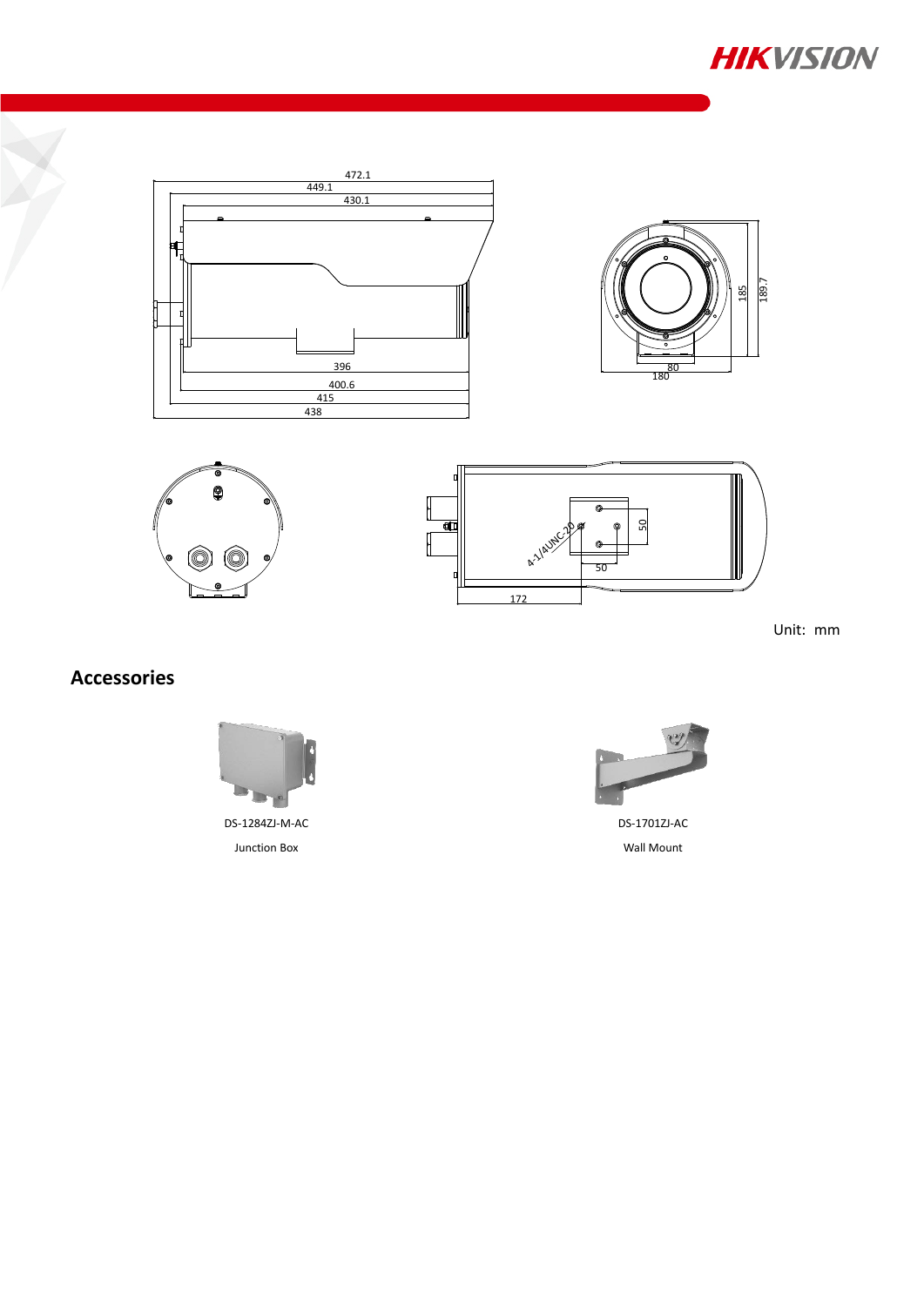Unit: mm

## Accessories

DS-1284ZJ-M-AC

Junction Box

DS-1701ZJ-AC

Wall Mount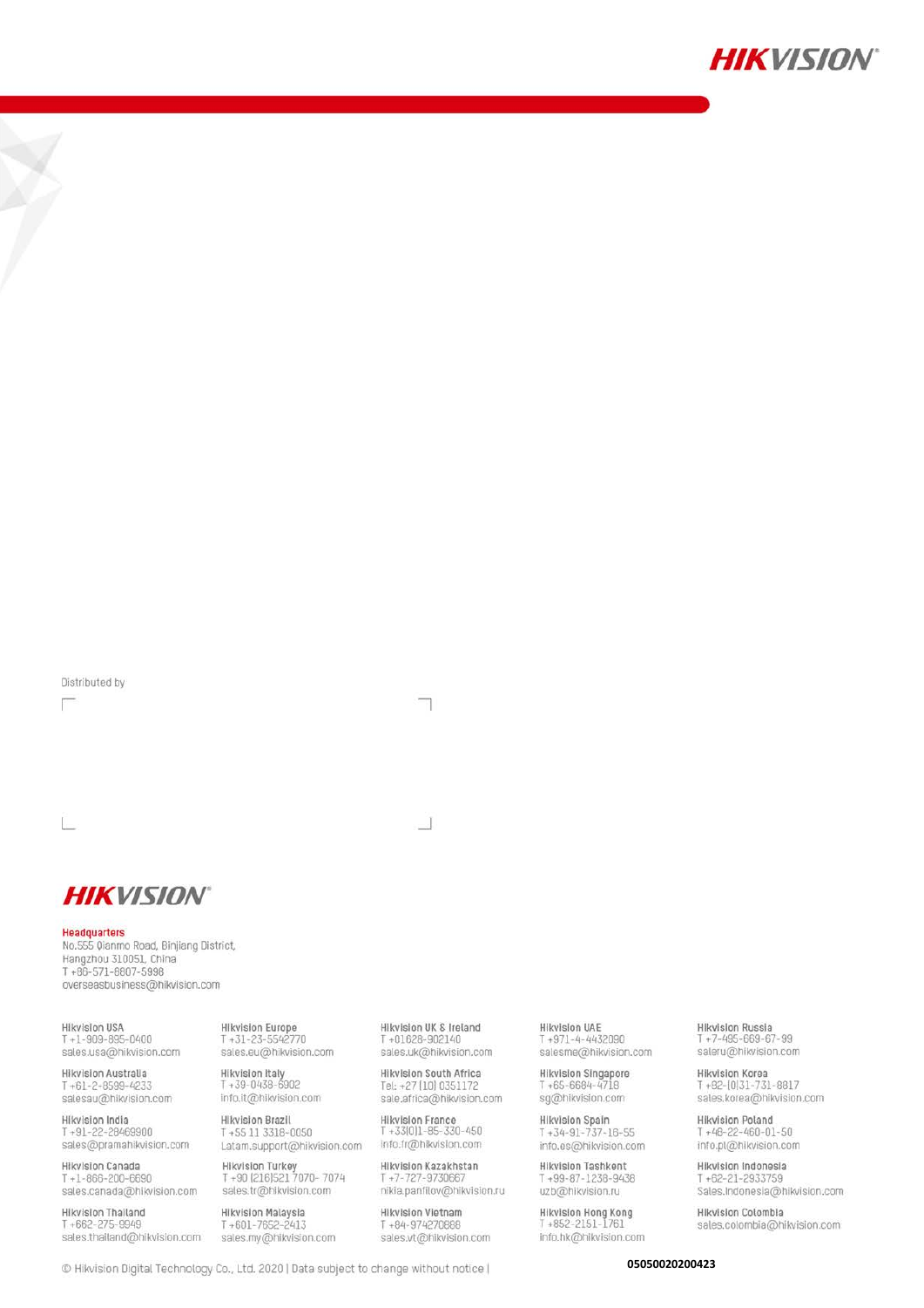Distributed by

**HIKVISION**

**Headquarters**
No.555 Qianmo Road, Binjiang District,
Hangzhou 310051, China
T +86-571-8807-5998
overseasbusiness@hikvision.com

**Hikvision USA**
T +1-909-895-0400
sales.usa@hikvision.com

**Hikvision Australia**
T +61-2-8599-4233
salesau@hikvision.com

**Hikvision India**
T +91-22-28469900
sales@pramahikvision.com

**Hikvision Canada**
T +1-866-200-6690
sales.canada@hikvision.com

**Hikvision Thailand**
T +662-275-9949
sales.thailand@hikvision.com

**Hikvision Europe**
T +31-23-5542770
sales.eu@hikvision.com

**Hikvision Italy**
T +39-0438-6902
info.it@hikvision.com

**Hikvision Brazil**
T +55 11 3318-0050
Latam.support@hikvision.com

**Hikvision Turkey**
T +90 (216)521 7070- 7074
sales.tr@hikvision.com

**Hikvision Malaysia**
T +601-7652-2413
sales.my@hikvision.com

**Hikvision UK & Ireland**
T +01628-902140
sales.uk@hikvision.com

**Hikvision South Africa**
Tel: +27 (10) 0351172
sale.africa@hikvision.com

**Hikvision France**
T +33(0)1-85-330-450
info.fr@hikvision.com

**Hikvision Kazakhstan**
T +7-727-9730667
nikia.panfilov@hikvision.ru

**Hikvision Vietnam**
T +84-974270888
sales.vt@hikvision.com

**Hikvision UAE**
T +971-4-4432090
salesme@hikvision.com

**Hikvision Singapore**
T +65-6684-4718
sg@hikvision.com

**Hikvision Spain**
T +34-91-737-16-55
info.es@hikvision.com

**Hikvision Tashkent**
T +99-87-1238-9438
uzb@hikvision.ru

**Hikvision Hong Kong**
T +852-2151-1761
info.hk@hikvision.com

**Hikvision Russia**
T +7-495-669-67-99
saleru@hikvision.com

**Hikvision Korea**
T +82-(0)31-731-8817
sales.korea@hikvision.com

**Hikvision Poland**
T +48-22-460-01-50
info.pl@hikvision.com

**Hikvision Indonesia**
T +62-21-2933759
Sales.Indonesia@hikvision.com

**Hikvision Colombia**
sales.colombia@hikvision.com

© Hikvision Digital Technology Co., Ltd. 2020 | Data subject to change without notice |

**05050020200423**